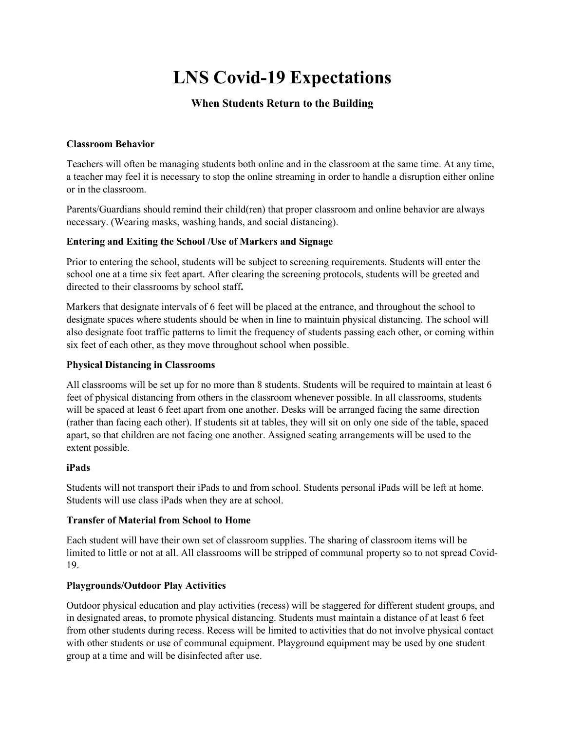# LNS Covid-19 Expectations

## When Students Return to the Building

**Classroom Behavior**

Teachers will often be managing students both online and in the classroom at the same time. At any time, a teacher may feel it is necessary to stop the online streaming in order to handle a disruption either online or in the classroom.

Parents/Guardians should remind their child(ren) that proper classroom and online behavior are always necessary. (Wearing masks, washing hands, and social distancing).

**Entering and Exiting the School /Use of Markers and Signage**

Prior to entering the school, students will be subject to screening requirements. Students will enter the school one at a time six feet apart. After clearing the screening protocols, students will be greeted and directed to their classrooms by school staff**.**

Markers that designate intervals of 6 feet will be placed at the entrance, and throughout the school to designate spaces where students should be when in line to maintain physical distancing. The school will also designate foot traffic patterns to limit the frequency of students passing each other, or coming within six feet of each other, as they move throughout school when possible.

**Physical Distancing in Classrooms**

All classrooms will be set up for no more than 8 students. Students will be required to maintain at least 6 feet of physical distancing from others in the classroom whenever possible. In all classrooms, students will be spaced at least 6 feet apart from one another. Desks will be arranged facing the same direction (rather than facing each other). If students sit at tables, they will sit on only one side of the table, spaced apart, so that children are not facing one another. Assigned seating arrangements will be used to the extent possible.

**iPads**

Students will not transport their iPads to and from school. Students personal iPads will be left at home. Students will use class iPads when they are at school.

**Transfer of Material from School to Home**

Each student will have their own set of classroom supplies. The sharing of classroom items will be limited to little or not at all. All classrooms will be stripped of communal property so to not spread Covid-19.

**Playgrounds/Outdoor Play Activities**

Outdoor physical education and play activities (recess) will be staggered for different student groups, and in designated areas, to promote physical distancing. Students must maintain a distance of at least 6 feet from other students during recess. Recess will be limited to activities that do not involve physical contact with other students or use of communal equipment. Playground equipment may be used by one student group at a time and will be disinfected after use.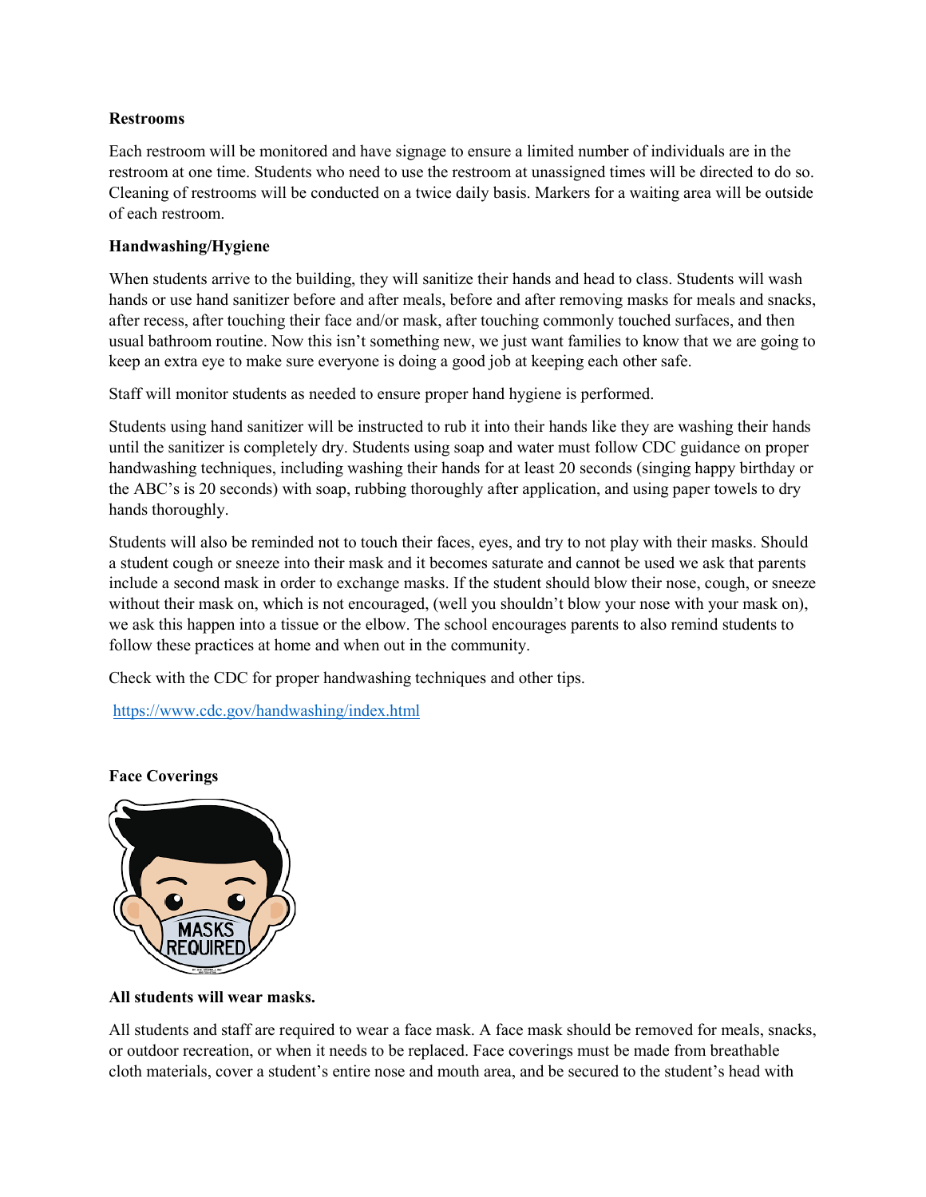**Restrooms**

Each restroom will be monitored and have signage to ensure a limited number of individuals are in the restroom at one time. Students who need to use the restroom at unassigned times will be directed to do so. Cleaning of restrooms will be conducted on a twice daily basis. Markers for a waiting area will be outside of each restroom.

**Handwashing/Hygiene**

When students arrive to the building, they will sanitize their hands and head to class. Students will wash hands or use hand sanitizer before and after meals, before and after removing masks for meals and snacks, after recess, after touching their face and/or mask, after touching commonly touched surfaces, and then usual bathroom routine. Now this isn't something new, we just want families to know that we are going to keep an extra eye to make sure everyone is doing a good job at keeping each other safe.

Staff will monitor students as needed to ensure proper hand hygiene is performed.

Students using hand sanitizer will be instructed to rub it into their hands like they are washing their hands until the sanitizer is completely dry. Students using soap and water must follow CDC guidance on proper handwashing techniques, including washing their hands for at least 20 seconds (singing happy birthday or the ABC's is 20 seconds) with soap, rubbing thoroughly after application, and using paper towels to dry hands thoroughly.

Students will also be reminded not to touch their faces, eyes, and try to not play with their masks. Should a student cough or sneeze into their mask and it becomes saturate and cannot be used we ask that parents include a second mask in order to exchange masks. If the student should blow their nose, cough, or sneeze without their mask on, which is not encouraged, (well you shouldn't blow your nose with your mask on), we ask this happen into a tissue or the elbow. The school encourages parents to also remind students to follow these practices at home and when out in the community.

Check with the CDC for proper handwashing techniques and other tips.

https://www.cdc.gov/handwashing/index.html

**Face Coverings**

**All students will wear masks.**

All students and staff are required to wear a face mask. A face mask should be removed for meals, snacks, or outdoor recreation, or when it needs to be replaced. Face coverings must be made from breathable cloth materials, cover a student's entire nose and mouth area, and be secured to the student's head with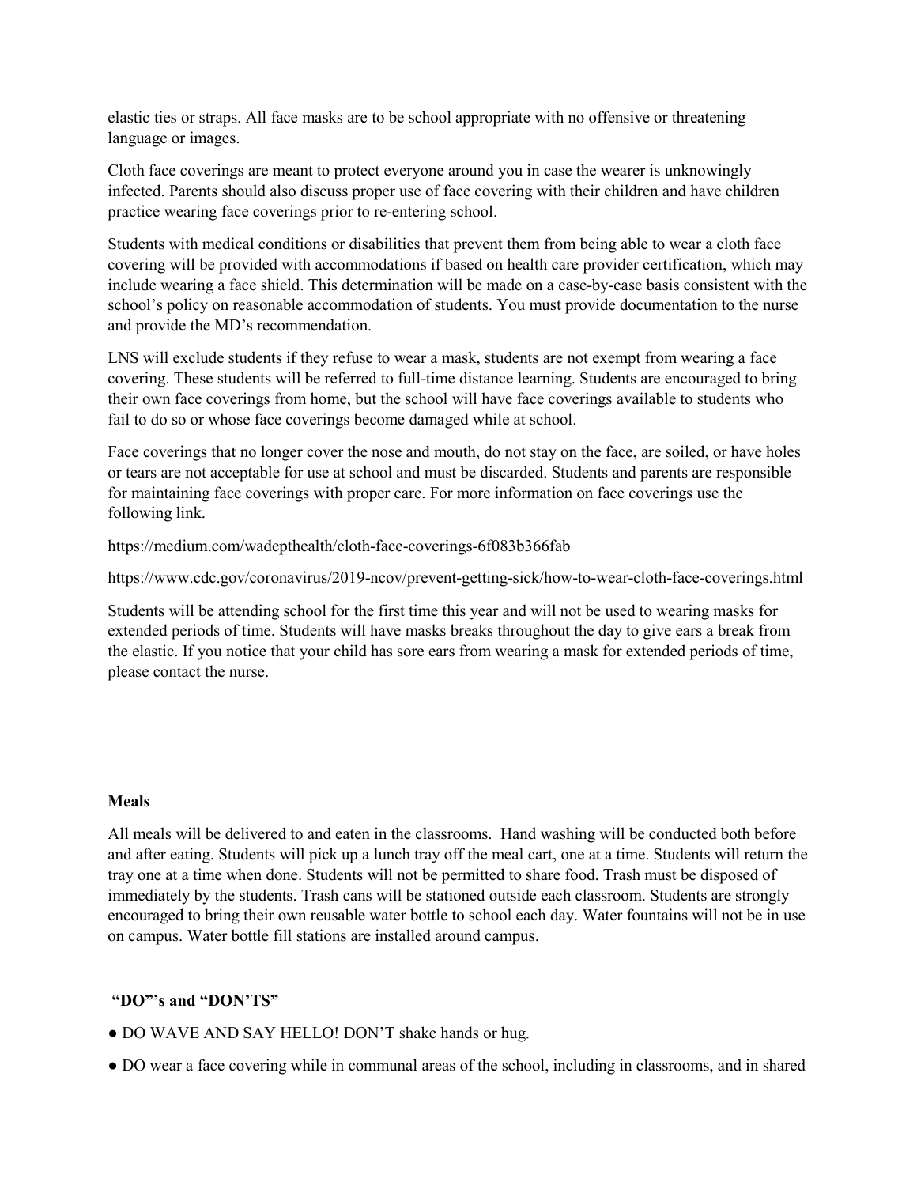elastic ties or straps. All face masks are to be school appropriate with no offensive or threatening language or images.

Cloth face coverings are meant to protect everyone around you in case the wearer is unknowingly infected. Parents should also discuss proper use of face covering with their children and have children practice wearing face coverings prior to re-entering school.

Students with medical conditions or disabilities that prevent them from being able to wear a cloth face covering will be provided with accommodations if based on health care provider certification, which may include wearing a face shield. This determination will be made on a case-by-case basis consistent with the school's policy on reasonable accommodation of students. You must provide documentation to the nurse and provide the MD's recommendation.

LNS will exclude students if they refuse to wear a mask, students are not exempt from wearing a face covering. These students will be referred to full-time distance learning. Students are encouraged to bring their own face coverings from home, but the school will have face coverings available to students who fail to do so or whose face coverings become damaged while at school.

Face coverings that no longer cover the nose and mouth, do not stay on the face, are soiled, or have holes or tears are not acceptable for use at school and must be discarded. Students and parents are responsible for maintaining face coverings with proper care. For more information on face coverings use the following link.

https://medium.com/wadepthealth/cloth-face-coverings-6f083b366fab

https://www.cdc.gov/coronavirus/2019-ncov/prevent-getting-sick/how-to-wear-cloth-face-coverings.html

Students will be attending school for the first time this year and will not be used to wearing masks for extended periods of time. Students will have masks breaks throughout the day to give ears a break from the elastic. If you notice that your child has sore ears from wearing a mask for extended periods of time, please contact the nurse.

**Meals**

All meals will be delivered to and eaten in the classrooms. Hand washing will be conducted both before and after eating. Students will pick up a lunch tray off the meal cart, one at a time. Students will return the tray one at a time when done. Students will not be permitted to share food. Trash must be disposed of immediately by the students. Trash cans will be stationed outside each classroom. Students are strongly encouraged to bring their own reusable water bottle to school each day. Water fountains will not be in use on campus. Water bottle fill stations are installed around campus.

**"DO"'s and "DON'TS"**

- DO WAVE AND SAY HELLO! DON'T shake hands or hug.
- DO wear a face covering while in communal areas of the school, including in classrooms, and in shared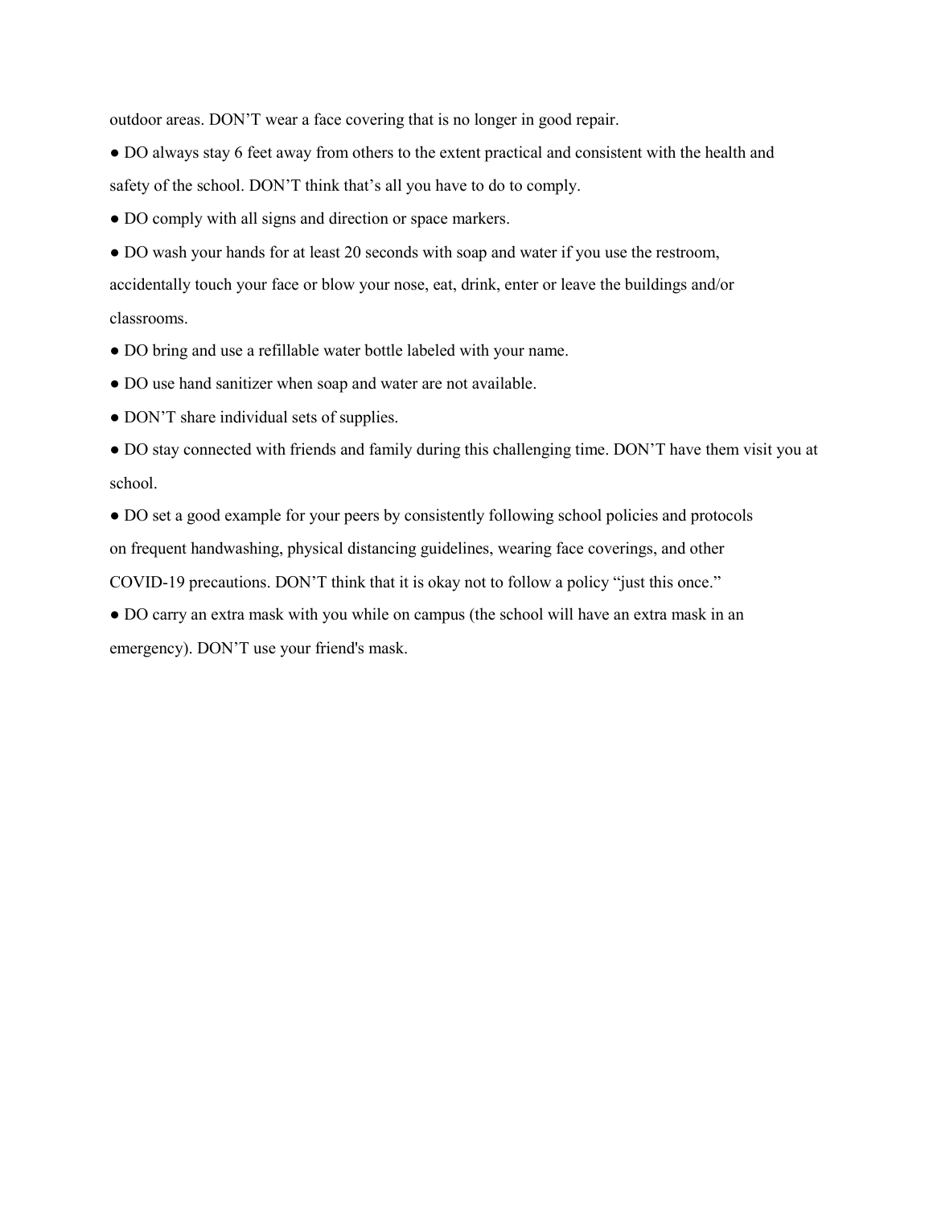outdoor areas. DON'T wear a face covering that is no longer in good repair.

- DO always stay 6 feet away from others to the extent practical and consistent with the health and safety of the school. DON'T think that's all you have to do to comply.
- DO comply with all signs and direction or space markers.
- DO wash your hands for at least 20 seconds with soap and water if you use the restroom, accidentally touch your face or blow your nose, eat, drink, enter or leave the buildings and/or classrooms.
- DO bring and use a refillable water bottle labeled with your name.
- DO use hand sanitizer when soap and water are not available.
- DON'T share individual sets of supplies.
- DO stay connected with friends and family during this challenging time. DON'T have them visit you at school.
- DO set a good example for your peers by consistently following school policies and protocols on frequent handwashing, physical distancing guidelines, wearing face coverings, and other COVID-19 precautions. DON'T think that it is okay not to follow a policy "just this once."
- DO carry an extra mask with you while on campus (the school will have an extra mask in an emergency). DON'T use your friend's mask.